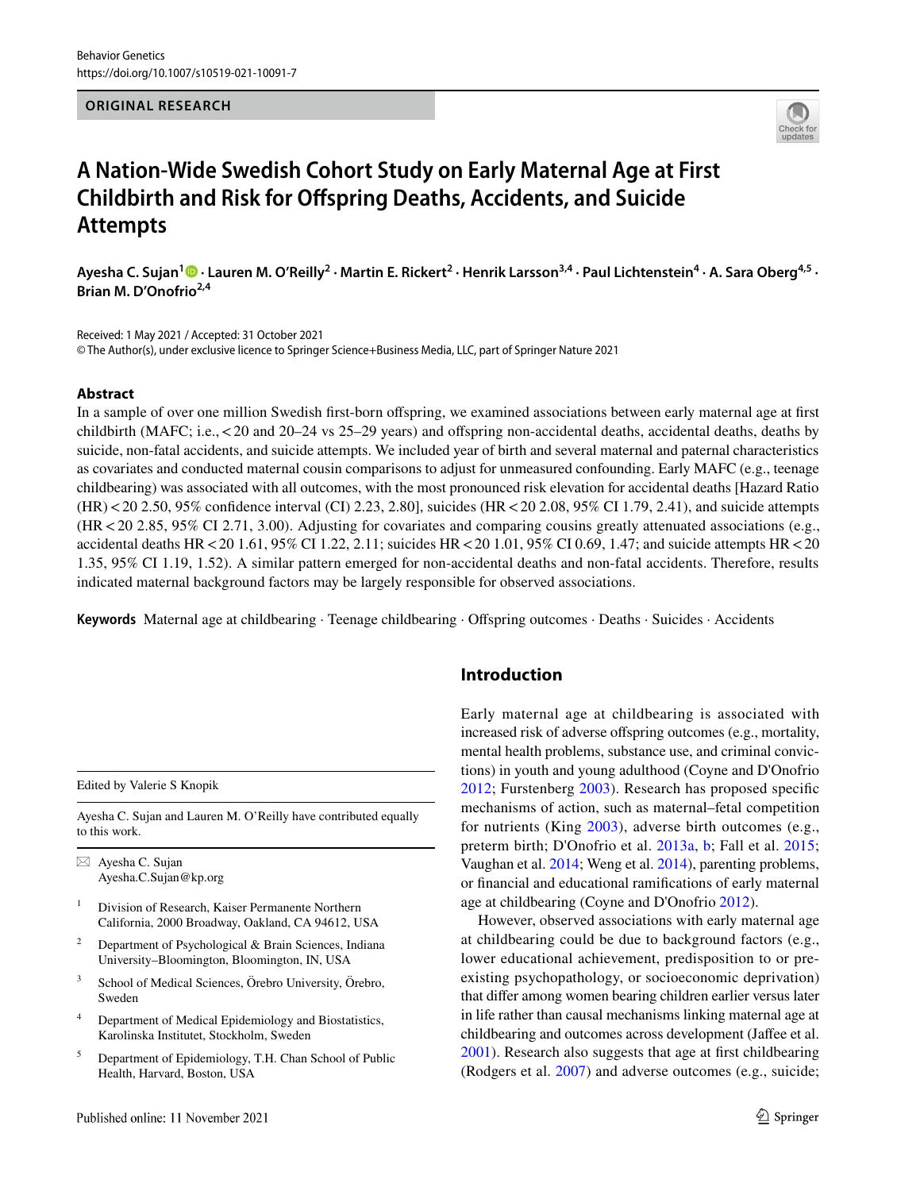ORIGINAL RESEARCH

# A Nation-Wide Swedish Cohort Study on Early Maternal Age at First Childbirth and Risk for Offspring Deaths, Accidents, and Suicide Attempts

**Ayesha C. Sujan[1] · Lauren M. O'Reilly[2] · Martin E. Rickert[2] · Henrik Larsson[3,4] · Paul Lichtenstein[4] · A. Sara Oberg[4,5] · Brian M. D'Onofrio[2,4]**

Received: 1 May 2021 / Accepted: 31 October 2021
© The Author(s), under exclusive licence to Springer Science+Business Media, LLC, part of Springer Nature 2021

## Abstract

In a sample of over one million Swedish first-born offspring, we examined associations between early maternal age at first childbirth (MAFC; i.e., < 20 and 20–24 vs 25–29 years) and offspring non-accidental deaths, accidental deaths, deaths by suicide, non-fatal accidents, and suicide attempts. We included year of birth and several maternal and paternal characteristics as covariates and conducted maternal cousin comparisons to adjust for unmeasured confounding. Early MAFC (e.g., teenage childbearing) was associated with all outcomes, with the most pronounced risk elevation for accidental deaths [Hazard Ratio (HR) < 20 2.50, 95% confidence interval (CI) 2.23, 2.80], suicides (HR < 20 2.08, 95% CI 1.79, 2.41), and suicide attempts (HR < 20 2.85, 95% CI 2.71, 3.00). Adjusting for covariates and comparing cousins greatly attenuated associations (e.g., accidental deaths HR < 20 1.61, 95% CI 1.22, 2.11; suicides HR < 20 1.01, 95% CI 0.69, 1.47; and suicide attempts HR < 20 1.35, 95% CI 1.19, 1.52). A similar pattern emerged for non-accidental deaths and non-fatal accidents. Therefore, results indicated maternal background factors may be largely responsible for observed associations.

**Keywords** Maternal age at childbearing · Teenage childbearing · Offspring outcomes · Deaths · Suicides · Accidents

## Introduction

Early maternal age at childbearing is associated with increased risk of adverse offspring outcomes (e.g., mortality, mental health problems, substance use, and criminal convictions) in youth and young adulthood (Coyne and D'Onofrio 2012; Furstenberg 2003). Research has proposed specific mechanisms of action, such as maternal–fetal competition for nutrients (King 2003), adverse birth outcomes (e.g., preterm birth; D'Onofrio et al. 2013a, b; Fall et al. 2015; Vaughan et al. 2014; Weng et al. 2014), parenting problems, or financial and educational ramifications of early maternal age at childbearing (Coyne and D'Onofrio 2012).

However, observed associations with early maternal age at childbearing could be due to background factors (e.g., lower educational achievement, predisposition to or preexisting psychopathology, or socioeconomic deprivation) that differ among women bearing children earlier versus later in life rather than causal mechanisms linking maternal age at childbearing and outcomes across development (Jaffee et al. 2001). Research also suggests that age at first childbearing (Rodgers et al. 2007) and adverse outcomes (e.g., suicide;

---

Edited by Valerie S Knopik

Ayesha C. Sujan and Lauren M. O'Reilly have contributed equally to this work.

✉ Ayesha C. Sujan
Ayesha.C.Sujan@kp.org

1 Division of Research, Kaiser Permanente Northern California, 2000 Broadway, Oakland, CA 94612, USA

2 Department of Psychological & Brain Sciences, Indiana University–Bloomington, Bloomington, IN, USA

3 School of Medical Sciences, Örebro University, Örebro, Sweden

4 Department of Medical Epidemiology and Biostatistics, Karolinska Institutet, Stockholm, Sweden

5 Department of Epidemiology, T.H. Chan School of Public Health, Harvard, Boston, USA

Published online: 11 November 2021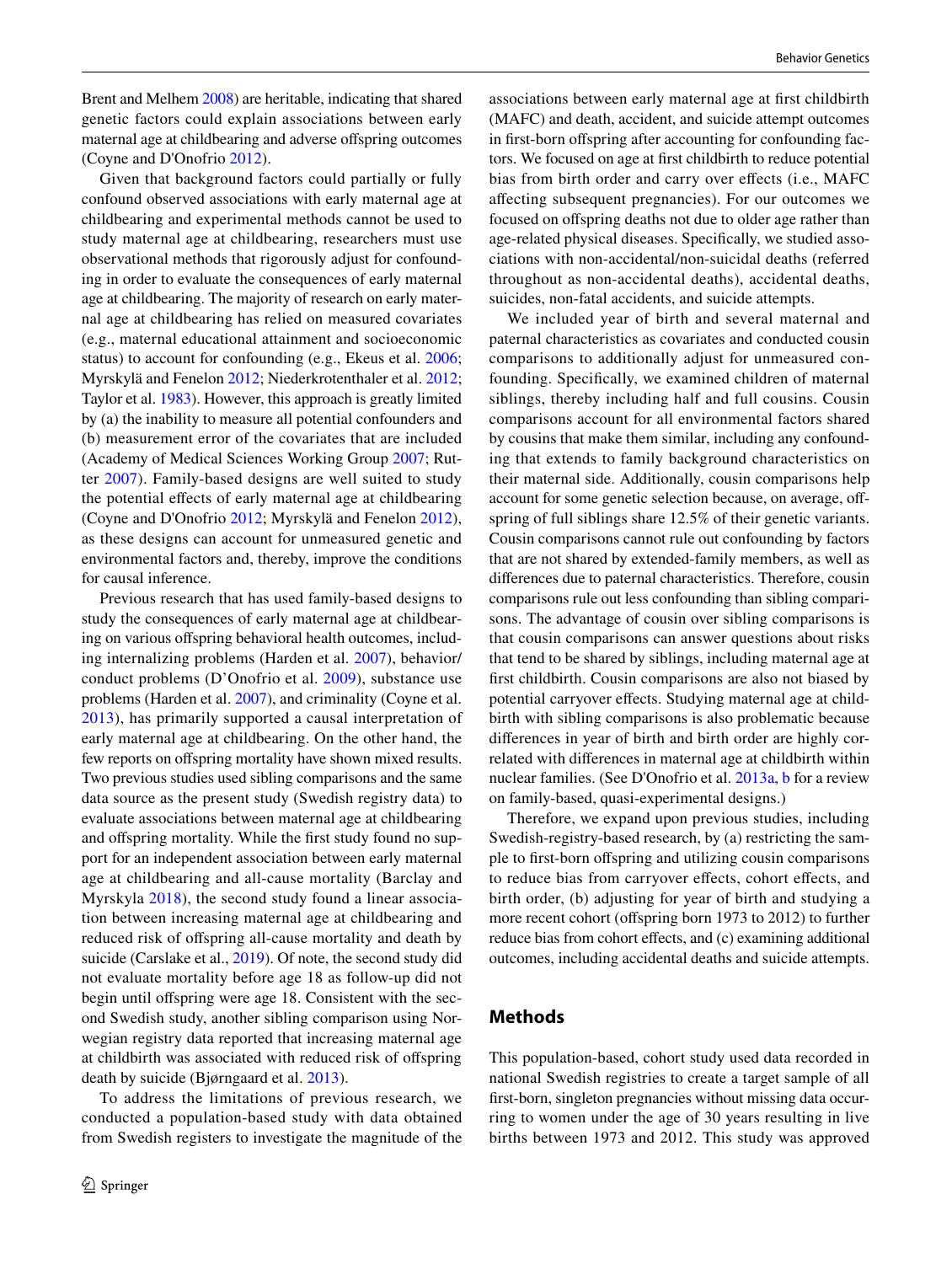Brent and Melhem 2008) are heritable, indicating that shared genetic factors could explain associations between early maternal age at childbearing and adverse offspring outcomes (Coyne and D'Onofrio 2012).

Given that background factors could partially or fully confound observed associations with early maternal age at childbearing and experimental methods cannot be used to study maternal age at childbearing, researchers must use observational methods that rigorously adjust for confounding in order to evaluate the consequences of early maternal age at childbearing. The majority of research on early maternal age at childbearing has relied on measured covariates (e.g., maternal educational attainment and socioeconomic status) to account for confounding (e.g., Ekeus et al. 2006; Myrskylä and Fenelon 2012; Niederkrotenthaler et al. 2012; Taylor et al. 1983). However, this approach is greatly limited by (a) the inability to measure all potential confounders and (b) measurement error of the covariates that are included (Academy of Medical Sciences Working Group 2007; Rutter 2007). Family-based designs are well suited to study the potential effects of early maternal age at childbearing (Coyne and D'Onofrio 2012; Myrskylä and Fenelon 2012), as these designs can account for unmeasured genetic and environmental factors and, thereby, improve the conditions for causal inference.

Previous research that has used family-based designs to study the consequences of early maternal age at childbearing on various offspring behavioral health outcomes, including internalizing problems (Harden et al. 2007), behavior/conduct problems (D'Onofrio et al. 2009), substance use problems (Harden et al. 2007), and criminality (Coyne et al. 2013), has primarily supported a causal interpretation of early maternal age at childbearing. On the other hand, the few reports on offspring mortality have shown mixed results. Two previous studies used sibling comparisons and the same data source as the present study (Swedish registry data) to evaluate associations between maternal age at childbearing and offspring mortality. While the first study found no support for an independent association between early maternal age at childbearing and all-cause mortality (Barclay and Myrskyla 2018), the second study found a linear association between increasing maternal age at childbearing and reduced risk of offspring all-cause mortality and death by suicide (Carslake et al., 2019). Of note, the second study did not evaluate mortality before age 18 as follow-up did not begin until offspring were age 18. Consistent with the second Swedish study, another sibling comparison using Norwegian registry data reported that increasing maternal age at childbirth was associated with reduced risk of offspring death by suicide (Bjørngaard et al. 2013).

To address the limitations of previous research, we conducted a population-based study with data obtained from Swedish registers to investigate the magnitude of the associations between early maternal age at first childbirth (MAFC) and death, accident, and suicide attempt outcomes in first-born offspring after accounting for confounding factors. We focused on age at first childbirth to reduce potential bias from birth order and carry over effects (i.e., MAFC affecting subsequent pregnancies). For our outcomes we focused on offspring deaths not due to older age rather than age-related physical diseases. Specifically, we studied associations with non-accidental/non-suicidal deaths (referred throughout as non-accidental deaths), accidental deaths, suicides, non-fatal accidents, and suicide attempts.

We included year of birth and several maternal and paternal characteristics as covariates and conducted cousin comparisons to additionally adjust for unmeasured confounding. Specifically, we examined children of maternal siblings, thereby including half and full cousins. Cousin comparisons account for all environmental factors shared by cousins that make them similar, including any confounding that extends to family background characteristics on their maternal side. Additionally, cousin comparisons help account for some genetic selection because, on average, offspring of full siblings share 12.5% of their genetic variants. Cousin comparisons cannot rule out confounding by factors that are not shared by extended-family members, as well as differences due to paternal characteristics. Therefore, cousin comparisons rule out less confounding than sibling comparisons. The advantage of cousin over sibling comparisons is that cousin comparisons can answer questions about risks that tend to be shared by siblings, including maternal age at first childbirth. Cousin comparisons are also not biased by potential carryover effects. Studying maternal age at childbirth with sibling comparisons is also problematic because differences in year of birth and birth order are highly correlated with differences in maternal age at childbirth within nuclear families. (See D'Onofrio et al. 2013a, b for a review on family-based, quasi-experimental designs.)

Therefore, we expand upon previous studies, including Swedish-registry-based research, by (a) restricting the sample to first-born offspring and utilizing cousin comparisons to reduce bias from carryover effects, cohort effects, and birth order, (b) adjusting for year of birth and studying a more recent cohort (offspring born 1973 to 2012) to further reduce bias from cohort effects, and (c) examining additional outcomes, including accidental deaths and suicide attempts.

## Methods

This population-based, cohort study used data recorded in national Swedish registries to create a target sample of all first-born, singleton pregnancies without missing data occurring to women under the age of 30 years resulting in live births between 1973 and 2012. This study was approved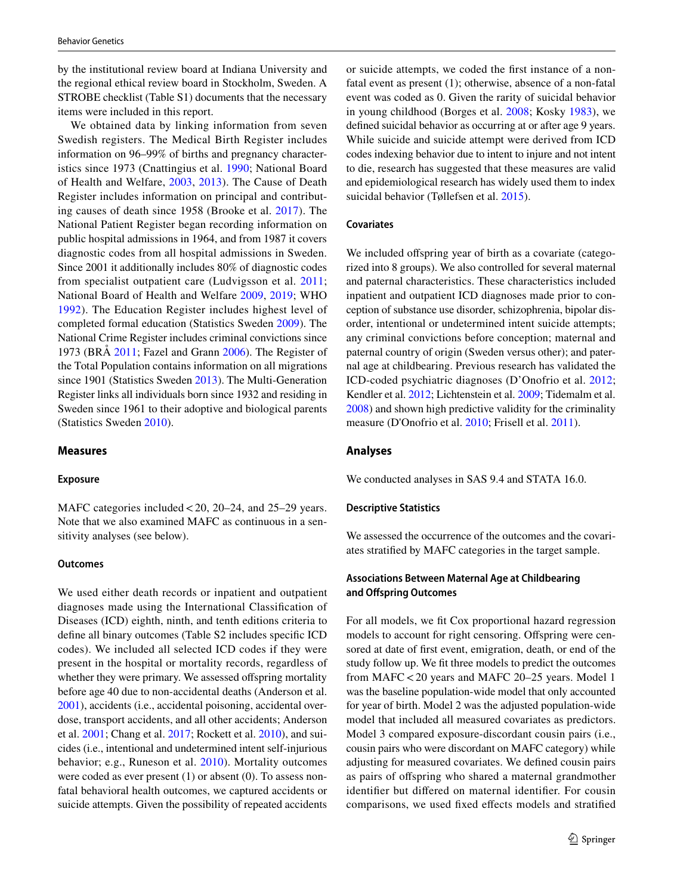by the institutional review board at Indiana University and the regional ethical review board in Stockholm, Sweden. A STROBE checklist (Table S1) documents that the necessary items were included in this report.

We obtained data by linking information from seven Swedish registers. The Medical Birth Register includes information on 96–99% of births and pregnancy characteristics since 1973 (Cnattingius et al. 1990; National Board of Health and Welfare, 2003, 2013). The Cause of Death Register includes information on principal and contributing causes of death since 1958 (Brooke et al. 2017). The National Patient Register began recording information on public hospital admissions in 1964, and from 1987 it covers diagnostic codes from all hospital admissions in Sweden. Since 2001 it additionally includes 80% of diagnostic codes from specialist outpatient care (Ludvigsson et al. 2011; National Board of Health and Welfare 2009, 2019; WHO 1992). The Education Register includes highest level of completed formal education (Statistics Sweden 2009). The National Crime Register includes criminal convictions since 1973 (BRÅ 2011; Fazel and Grann 2006). The Register of the Total Population contains information on all migrations since 1901 (Statistics Sweden 2013). The Multi-Generation Register links all individuals born since 1932 and residing in Sweden since 1961 to their adoptive and biological parents (Statistics Sweden 2010).

## Measures

### Exposure

MAFC categories included < 20, 20–24, and 25–29 years. Note that we also examined MAFC as continuous in a sensitivity analyses (see below).

### Outcomes

We used either death records or inpatient and outpatient diagnoses made using the International Classification of Diseases (ICD) eighth, ninth, and tenth editions criteria to define all binary outcomes (Table S2 includes specific ICD codes). We included all selected ICD codes if they were present in the hospital or mortality records, regardless of whether they were primary. We assessed offspring mortality before age 40 due to non-accidental deaths (Anderson et al. 2001), accidents (i.e., accidental poisoning, accidental overdose, transport accidents, and all other accidents; Anderson et al. 2001; Chang et al. 2017; Rockett et al. 2010), and suicides (i.e., intentional and undetermined intent self-injurious behavior; e.g., Runeson et al. 2010). Mortality outcomes were coded as ever present (1) or absent (0). To assess non-fatal behavioral health outcomes, we captured accidents or suicide attempts. Given the possibility of repeated accidents or suicide attempts, we coded the first instance of a non-fatal event as present (1); otherwise, absence of a non-fatal event was coded as 0. Given the rarity of suicidal behavior in young childhood (Borges et al. 2008; Kosky 1983), we defined suicidal behavior as occurring at or after age 9 years. While suicide and suicide attempt were derived from ICD codes indexing behavior due to intent to injure and not intent to die, research has suggested that these measures are valid and epidemiological research has widely used them to index suicidal behavior (Tøllefsen et al. 2015).

### Covariates

We included offspring year of birth as a covariate (categorized into 8 groups). We also controlled for several maternal and paternal characteristics. These characteristics included inpatient and outpatient ICD diagnoses made prior to conception of substance use disorder, schizophrenia, bipolar disorder, intentional or undetermined intent suicide attempts; any criminal convictions before conception; maternal and paternal country of origin (Sweden versus other); and paternal age at childbearing. Previous research has validated the ICD-coded psychiatric diagnoses (D'Onofrio et al. 2012; Kendler et al. 2012; Lichtenstein et al. 2009; Tidemalm et al. 2008) and shown high predictive validity for the criminality measure (D'Onofrio et al. 2010; Frisell et al. 2011).

## Analyses

We conducted analyses in SAS 9.4 and STATA 16.0.

### Descriptive Statistics

We assessed the occurrence of the outcomes and the covariates stratified by MAFC categories in the target sample.

### Associations Between Maternal Age at Childbearing and Offspring Outcomes

For all models, we fit Cox proportional hazard regression models to account for right censoring. Offspring were censored at date of first event, emigration, death, or end of the study follow up. We fit three models to predict the outcomes from MAFC < 20 years and MAFC 20–25 years. Model 1 was the baseline population-wide model that only accounted for year of birth. Model 2 was the adjusted population-wide model that included all measured covariates as predictors. Model 3 compared exposure-discordant cousin pairs (i.e., cousin pairs who were discordant on MAFC category) while adjusting for measured covariates. We defined cousin pairs as pairs of offspring who shared a maternal grandmother identifier but differed on maternal identifier. For cousin comparisons, we used fixed effects models and stratified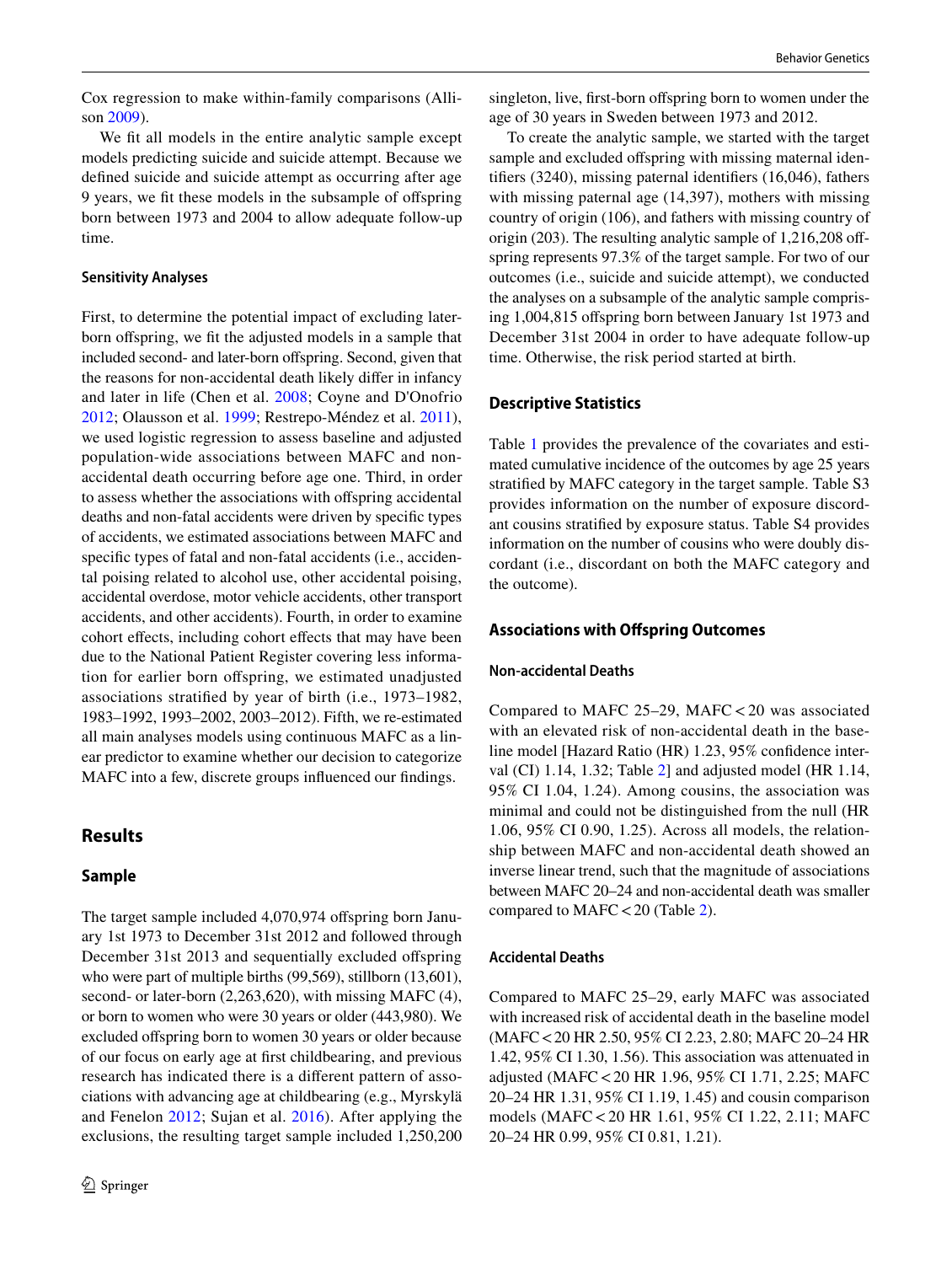Cox regression to make within-family comparisons (Allison 2009).

We fit all models in the entire analytic sample except models predicting suicide and suicide attempt. Because we defined suicide and suicide attempt as occurring after age 9 years, we fit these models in the subsample of offspring born between 1973 and 2004 to allow adequate follow-up time.

### Sensitivity Analyses

First, to determine the potential impact of excluding later-born offspring, we fit the adjusted models in a sample that included second- and later-born offspring. Second, given that the reasons for non-accidental death likely differ in infancy and later in life (Chen et al. 2008; Coyne and D'Onofrio 2012; Olausson et al. 1999; Restrepo-Méndez et al. 2011), we used logistic regression to assess baseline and adjusted population-wide associations between MAFC and non-accidental death occurring before age one. Third, in order to assess whether the associations with offspring accidental deaths and non-fatal accidents were driven by specific types of accidents, we estimated associations between MAFC and specific types of fatal and non-fatal accidents (i.e., accidental poising related to alcohol use, other accidental poising, accidental overdose, motor vehicle accidents, other transport accidents, and other accidents). Fourth, in order to examine cohort effects, including cohort effects that may have been due to the National Patient Register covering less information for earlier born offspring, we estimated unadjusted associations stratified by year of birth (i.e., 1973–1982, 1983–1992, 1993–2002, 2003–2012). Fifth, we re-estimated all main analyses models using continuous MAFC as a linear predictor to examine whether our decision to categorize MAFC into a few, discrete groups influenced our findings.

## Results

### Sample

The target sample included 4,070,974 offspring born January 1st 1973 to December 31st 2012 and followed through December 31st 2013 and sequentially excluded offspring who were part of multiple births (99,569), stillborn (13,601), second- or later-born (2,263,620), with missing MAFC (4), or born to women who were 30 years or older (443,980). We excluded offspring born to women 30 years or older because of our focus on early age at first childbearing, and previous research has indicated there is a different pattern of associations with advancing age at childbearing (e.g., Myrskylä and Fenelon 2012; Sujan et al. 2016). After applying the exclusions, the resulting target sample included 1,250,200 singleton, live, first-born offspring born to women under the age of 30 years in Sweden between 1973 and 2012.

To create the analytic sample, we started with the target sample and excluded offspring with missing maternal identifiers (3240), missing paternal identifiers (16,046), fathers with missing paternal age (14,397), mothers with missing country of origin (106), and fathers with missing country of origin (203). The resulting analytic sample of 1,216,208 offspring represents 97.3% of the target sample. For two of our outcomes (i.e., suicide and suicide attempt), we conducted the analyses on a subsample of the analytic sample comprising 1,004,815 offspring born between January 1st 1973 and December 31st 2004 in order to have adequate follow-up time. Otherwise, the risk period started at birth.

### Descriptive Statistics

Table 1 provides the prevalence of the covariates and estimated cumulative incidence of the outcomes by age 25 years stratified by MAFC category in the target sample. Table S3 provides information on the number of exposure discordant cousins stratified by exposure status. Table S4 provides information on the number of cousins who were doubly discordant (i.e., discordant on both the MAFC category and the outcome).

### Associations with Offspring Outcomes

#### Non-accidental Deaths

Compared to MAFC 25–29, MAFC < 20 was associated with an elevated risk of non-accidental death in the baseline model [Hazard Ratio (HR) 1.23, 95% confidence interval (CI) 1.14, 1.32; Table 2] and adjusted model (HR 1.14, 95% CI 1.04, 1.24). Among cousins, the association was minimal and could not be distinguished from the null (HR 1.06, 95% CI 0.90, 1.25). Across all models, the relationship between MAFC and non-accidental death showed an inverse linear trend, such that the magnitude of associations between MAFC 20–24 and non-accidental death was smaller compared to MAFC < 20 (Table 2).

#### Accidental Deaths

Compared to MAFC 25–29, early MAFC was associated with increased risk of accidental death in the baseline model (MAFC < 20 HR 2.50, 95% CI 2.23, 2.80; MAFC 20–24 HR 1.42, 95% CI 1.30, 1.56). This association was attenuated in adjusted (MAFC < 20 HR 1.96, 95% CI 1.71, 2.25; MAFC 20–24 HR 1.31, 95% CI 1.19, 1.45) and cousin comparison models (MAFC < 20 HR 1.61, 95% CI 1.22, 2.11; MAFC 20–24 HR 0.99, 95% CI 0.81, 1.21).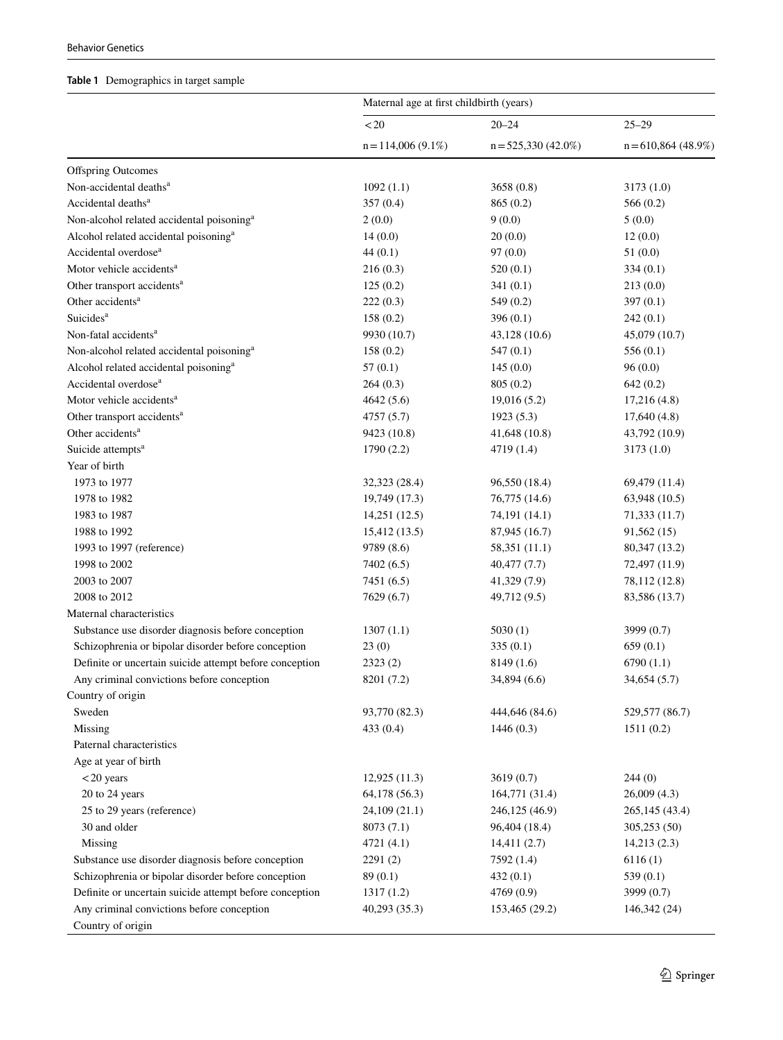**Table 1** Demographics in target sample

| | Maternal age at first childbirth (years) | | |
|---|---|---|---|
| | <20 | 20–24 | 25–29 |
| | n = 114,006 (9.1%) | n = 525,330 (42.0%) | n = 610,864 (48.9%) |
| Offspring Outcomes | | | |
| Non-accidental deaths[a] | 1092 (1.1) | 3658 (0.8) | 3173 (1.0) |
| Accidental deaths[a] | 357 (0.4) | 865 (0.2) | 566 (0.2) |
| Non-alcohol related accidental poisoning[a] | 2 (0.0) | 9 (0.0) | 5 (0.0) |
| Alcohol related accidental poisoning[a] | 14 (0.0) | 20 (0.0) | 12 (0.0) |
| Accidental overdose[a] | 44 (0.1) | 97 (0.0) | 51 (0.0) |
| Motor vehicle accidents[a] | 216 (0.3) | 520 (0.1) | 334 (0.1) |
| Other transport accidents[a] | 125 (0.2) | 341 (0.1) | 213 (0.0) |
| Other accidents[a] | 222 (0.3) | 549 (0.2) | 397 (0.1) |
| Suicides[a] | 158 (0.2) | 396 (0.1) | 242 (0.1) |
| Non-fatal accidents[a] | 9930 (10.7) | 43,128 (10.6) | 45,079 (10.7) |
| Non-alcohol related accidental poisoning[a] | 158 (0.2) | 547 (0.1) | 556 (0.1) |
| Alcohol related accidental poisoning[a] | 57 (0.1) | 145 (0.0) | 96 (0.0) |
| Accidental overdose[a] | 264 (0.3) | 805 (0.2) | 642 (0.2) |
| Motor vehicle accidents[a] | 4642 (5.6) | 19,016 (5.2) | 17,216 (4.8) |
| Other transport accidents[a] | 4757 (5.7) | 1923 (5.3) | 17,640 (4.8) |
| Other accidents[a] | 9423 (10.8) | 41,648 (10.8) | 43,792 (10.9) |
| Suicide attempts[a] | 1790 (2.2) | 4719 (1.4) | 3173 (1.0) |
| Year of birth | | | |
| 1973 to 1977 | 32,323 (28.4) | 96,550 (18.4) | 69,479 (11.4) |
| 1978 to 1982 | 19,749 (17.3) | 76,775 (14.6) | 63,948 (10.5) |
| 1983 to 1987 | 14,251 (12.5) | 74,191 (14.1) | 71,333 (11.7) |
| 1988 to 1992 | 15,412 (13.5) | 87,945 (16.7) | 91,562 (15) |
| 1993 to 1997 (reference) | 9789 (8.6) | 58,351 (11.1) | 80,347 (13.2) |
| 1998 to 2002 | 7402 (6.5) | 40,477 (7.7) | 72,497 (11.9) |
| 2003 to 2007 | 7451 (6.5) | 41,329 (7.9) | 78,112 (12.8) |
| 2008 to 2012 | 7629 (6.7) | 49,712 (9.5) | 83,586 (13.7) |
| Maternal characteristics | | | |
| Substance use disorder diagnosis before conception | 1307 (1.1) | 5030 (1) | 3999 (0.7) |
| Schizophrenia or bipolar disorder before conception | 23 (0) | 335 (0.1) | 659 (0.1) |
| Definite or uncertain suicide attempt before conception | 2323 (2) | 8149 (1.6) | 6790 (1.1) |
| Any criminal convictions before conception | 8201 (7.2) | 34,894 (6.6) | 34,654 (5.7) |
| Country of origin | | | |
| Sweden | 93,770 (82.3) | 444,646 (84.6) | 529,577 (86.7) |
| Missing | 433 (0.4) | 1446 (0.3) | 1511 (0.2) |
| Paternal characteristics | | | |
| Age at year of birth | | | |
| <20 years | 12,925 (11.3) | 3619 (0.7) | 244 (0) |
| 20 to 24 years | 64,178 (56.3) | 164,771 (31.4) | 26,009 (4.3) |
| 25 to 29 years (reference) | 24,109 (21.1) | 246,125 (46.9) | 265,145 (43.4) |
| 30 and older | 8073 (7.1) | 96,404 (18.4) | 305,253 (50) |
| Missing | 4721 (4.1) | 14,411 (2.7) | 14,213 (2.3) |
| Substance use disorder diagnosis before conception | 2291 (2) | 7592 (1.4) | 6116 (1) |
| Schizophrenia or bipolar disorder before conception | 89 (0.1) | 432 (0.1) | 539 (0.1) |
| Definite or uncertain suicide attempt before conception | 1317 (1.2) | 4769 (0.9) | 3999 (0.7) |
| Any criminal convictions before conception | 40,293 (35.3) | 153,465 (29.2) | 146,342 (24) |
| Country of origin | | | |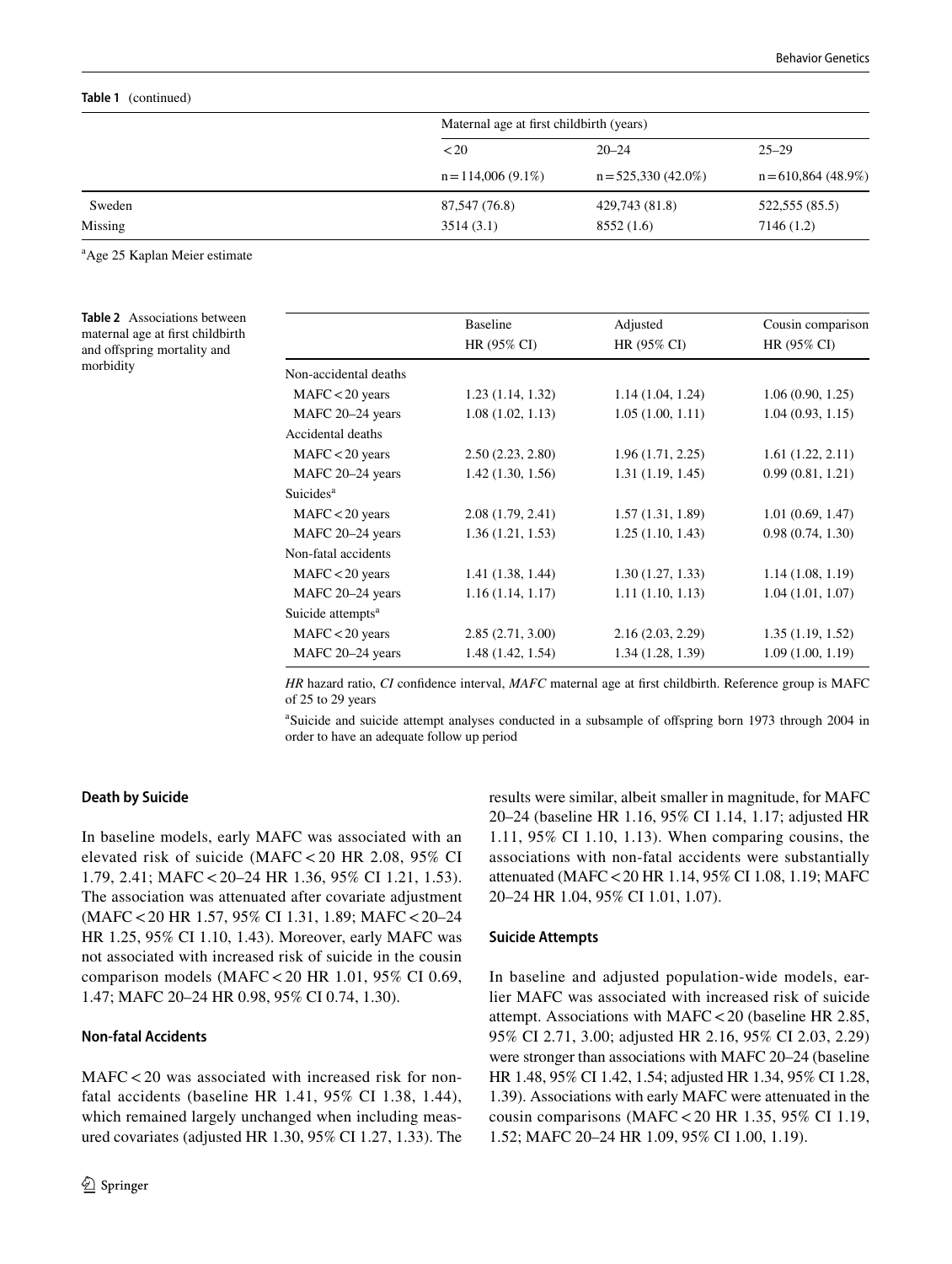**Table 1** (continued)

| | Maternal age at first childbirth (years) | | |
|---|---|---|---|
| | <20 | 20–24 | 25–29 |
| | n = 114,006 (9.1%) | n = 525,330 (42.0%) | n = 610,864 (48.9%) |
| Sweden | 87,547 (76.8) | 429,743 (81.8) | 522,555 (85.5) |
| Missing | 3514 (3.1) | 8552 (1.6) | 7146 (1.2) |

[a]Age 25 Kaplan Meier estimate

**Table 2** Associations between maternal age at first childbirth and offspring mortality and morbidity

| | Baseline HR (95% CI) | Adjusted HR (95% CI) | Cousin comparison HR (95% CI) |
|---|---|---|---|
| Non-accidental deaths | | | |
| MAFC < 20 years | 1.23 (1.14, 1.32) | 1.14 (1.04, 1.24) | 1.06 (0.90, 1.25) |
| MAFC 20–24 years | 1.08 (1.02, 1.13) | 1.05 (1.00, 1.11) | 1.04 (0.93, 1.15) |
| Accidental deaths | | | |
| MAFC < 20 years | 2.50 (2.23, 2.80) | 1.96 (1.71, 2.25) | 1.61 (1.22, 2.11) |
| MAFC 20–24 years | 1.42 (1.30, 1.56) | 1.31 (1.19, 1.45) | 0.99 (0.81, 1.21) |
| Suicides[a] | | | |
| MAFC < 20 years | 2.08 (1.79, 2.41) | 1.57 (1.31, 1.89) | 1.01 (0.69, 1.47) |
| MAFC 20–24 years | 1.36 (1.21, 1.53) | 1.25 (1.10, 1.43) | 0.98 (0.74, 1.30) |
| Non-fatal accidents | | | |
| MAFC < 20 years | 1.41 (1.38, 1.44) | 1.30 (1.27, 1.33) | 1.14 (1.08, 1.19) |
| MAFC 20–24 years | 1.16 (1.14, 1.17) | 1.11 (1.10, 1.13) | 1.04 (1.01, 1.07) |
| Suicide attempts[a] | | | |
| MAFC < 20 years | 2.85 (2.71, 3.00) | 2.16 (2.03, 2.29) | 1.35 (1.19, 1.52) |
| MAFC 20–24 years | 1.48 (1.42, 1.54) | 1.34 (1.28, 1.39) | 1.09 (1.00, 1.19) |

*HR* hazard ratio, *CI* confidence interval, *MAFC* maternal age at first childbirth. Reference group is MAFC of 25 to 29 years

[a]Suicide and suicide attempt analyses conducted in a subsample of offspring born 1973 through 2004 in order to have an adequate follow up period

### Death by Suicide

In baseline models, early MAFC was associated with an elevated risk of suicide (MAFC < 20 HR 2.08, 95% CI 1.79, 2.41; MAFC < 20–24 HR 1.36, 95% CI 1.21, 1.53). The association was attenuated after covariate adjustment (MAFC < 20 HR 1.57, 95% CI 1.31, 1.89; MAFC < 20–24 HR 1.25, 95% CI 1.10, 1.43). Moreover, early MAFC was not associated with increased risk of suicide in the cousin comparison models (MAFC < 20 HR 1.01, 95% CI 0.69, 1.47; MAFC 20–24 HR 0.98, 95% CI 0.74, 1.30).

### Non-fatal Accidents

MAFC < 20 was associated with increased risk for non-fatal accidents (baseline HR 1.41, 95% CI 1.38, 1.44), which remained largely unchanged when including measured covariates (adjusted HR 1.30, 95% CI 1.27, 1.33). The results were similar, albeit smaller in magnitude, for MAFC 20–24 (baseline HR 1.16, 95% CI 1.14, 1.17; adjusted HR 1.11, 95% CI 1.10, 1.13). When comparing cousins, the associations with non-fatal accidents were substantially attenuated (MAFC < 20 HR 1.14, 95% CI 1.08, 1.19; MAFC 20–24 HR 1.04, 95% CI 1.01, 1.07).

### Suicide Attempts

In baseline and adjusted population-wide models, earlier MAFC was associated with increased risk of suicide attempt. Associations with MAFC < 20 (baseline HR 2.85, 95% CI 2.71, 3.00; adjusted HR 2.16, 95% CI 2.03, 2.29) were stronger than associations with MAFC 20–24 (baseline HR 1.48, 95% CI 1.42, 1.54; adjusted HR 1.34, 95% CI 1.28, 1.39). Associations with early MAFC were attenuated in the cousin comparisons (MAFC < 20 HR 1.35, 95% CI 1.19, 1.52; MAFC 20–24 HR 1.09, 95% CI 1.00, 1.19).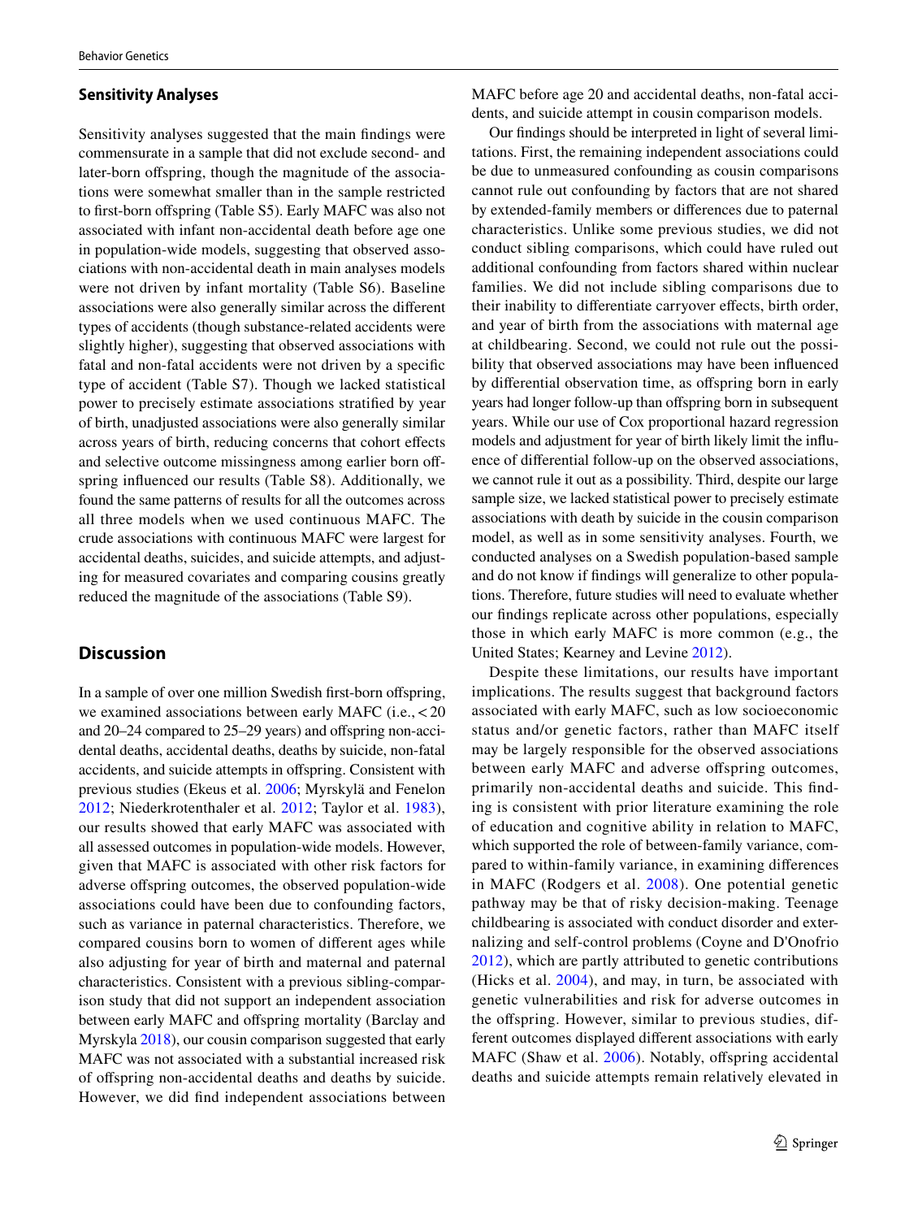### Sensitivity Analyses

Sensitivity analyses suggested that the main findings were commensurate in a sample that did not exclude second- and later-born offspring, though the magnitude of the associations were somewhat smaller than in the sample restricted to first-born offspring (Table S5). Early MAFC was also not associated with infant non-accidental death before age one in population-wide models, suggesting that observed associations with non-accidental death in main analyses models were not driven by infant mortality (Table S6). Baseline associations were also generally similar across the different types of accidents (though substance-related accidents were slightly higher), suggesting that observed associations with fatal and non-fatal accidents were not driven by a specific type of accident (Table S7). Though we lacked statistical power to precisely estimate associations stratified by year of birth, unadjusted associations were also generally similar across years of birth, reducing concerns that cohort effects and selective outcome missingness among earlier born offspring influenced our results (Table S8). Additionally, we found the same patterns of results for all the outcomes across all three models when we used continuous MAFC. The crude associations with continuous MAFC were largest for accidental deaths, suicides, and suicide attempts, and adjusting for measured covariates and comparing cousins greatly reduced the magnitude of the associations (Table S9).

## Discussion

In a sample of over one million Swedish first-born offspring, we examined associations between early MAFC (i.e., < 20 and 20–24 compared to 25–29 years) and offspring non-accidental deaths, accidental deaths, deaths by suicide, non-fatal accidents, and suicide attempts in offspring. Consistent with previous studies (Ekeus et al. 2006; Myrskylä and Fenelon 2012; Niederkrotenthaler et al. 2012; Taylor et al. 1983), our results showed that early MAFC was associated with all assessed outcomes in population-wide models. However, given that MAFC is associated with other risk factors for adverse offspring outcomes, the observed population-wide associations could have been due to confounding factors, such as variance in paternal characteristics. Therefore, we compared cousins born to women of different ages while also adjusting for year of birth and maternal and paternal characteristics. Consistent with a previous sibling-comparison study that did not support an independent association between early MAFC and offspring mortality (Barclay and Myrskyla 2018), our cousin comparison suggested that early MAFC was not associated with a substantial increased risk of offspring non-accidental deaths and deaths by suicide. However, we did find independent associations between MAFC before age 20 and accidental deaths, non-fatal accidents, and suicide attempt in cousin comparison models.

Our findings should be interpreted in light of several limitations. First, the remaining independent associations could be due to unmeasured confounding as cousin comparisons cannot rule out confounding by factors that are not shared by extended-family members or differences due to paternal characteristics. Unlike some previous studies, we did not conduct sibling comparisons, which could have ruled out additional confounding from factors shared within nuclear families. We did not include sibling comparisons due to their inability to differentiate carryover effects, birth order, and year of birth from the associations with maternal age at childbearing. Second, we could not rule out the possibility that observed associations may have been influenced by differential observation time, as offspring born in early years had longer follow-up than offspring born in subsequent years. While our use of Cox proportional hazard regression models and adjustment for year of birth likely limit the influence of differential follow-up on the observed associations, we cannot rule it out as a possibility. Third, despite our large sample size, we lacked statistical power to precisely estimate associations with death by suicide in the cousin comparison model, as well as in some sensitivity analyses. Fourth, we conducted analyses on a Swedish population-based sample and do not know if findings will generalize to other populations. Therefore, future studies will need to evaluate whether our findings replicate across other populations, especially those in which early MAFC is more common (e.g., the United States; Kearney and Levine 2012).

Despite these limitations, our results have important implications. The results suggest that background factors associated with early MAFC, such as low socioeconomic status and/or genetic factors, rather than MAFC itself may be largely responsible for the observed associations between early MAFC and adverse offspring outcomes, primarily non-accidental deaths and suicide. This finding is consistent with prior literature examining the role of education and cognitive ability in relation to MAFC, which supported the role of between-family variance, compared to within-family variance, in examining differences in MAFC (Rodgers et al. 2008). One potential genetic pathway may be that of risky decision-making. Teenage childbearing is associated with conduct disorder and externalizing and self-control problems (Coyne and D'Onofrio 2012), which are partly attributed to genetic contributions (Hicks et al. 2004), and may, in turn, be associated with genetic vulnerabilities and risk for adverse outcomes in the offspring. However, similar to previous studies, different outcomes displayed different associations with early MAFC (Shaw et al. 2006). Notably, offspring accidental deaths and suicide attempts remain relatively elevated in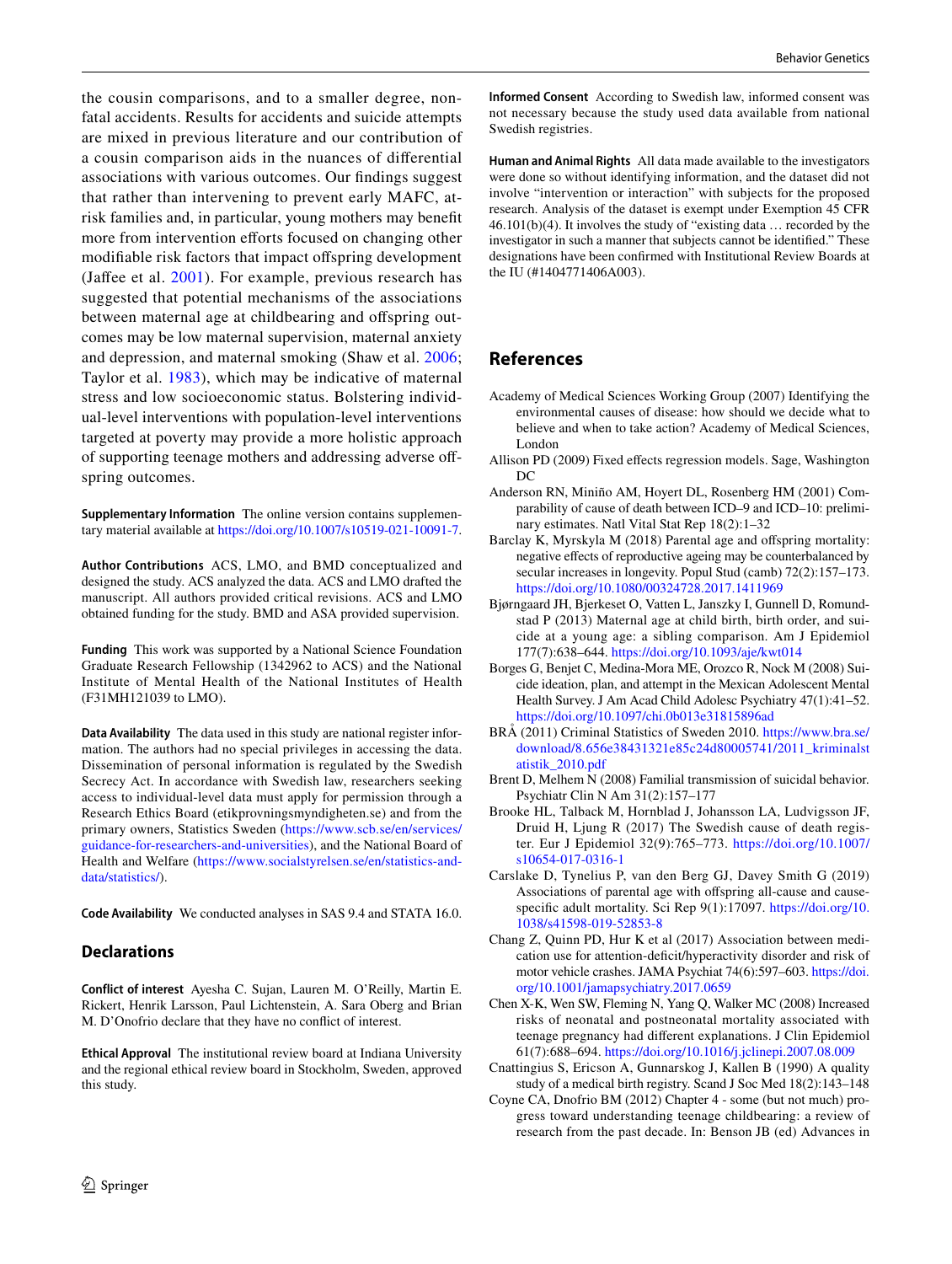the cousin comparisons, and to a smaller degree, non-fatal accidents. Results for accidents and suicide attempts are mixed in previous literature and our contribution of a cousin comparison aids in the nuances of differential associations with various outcomes. Our findings suggest that rather than intervening to prevent early MAFC, at-risk families and, in particular, young mothers may benefit more from intervention efforts focused on changing other modifiable risk factors that impact offspring development (Jaffee et al. 2001). For example, previous research has suggested that potential mechanisms of the associations between maternal age at childbearing and offspring outcomes may be low maternal supervision, maternal anxiety and depression, and maternal smoking (Shaw et al. 2006; Taylor et al. 1983), which may be indicative of maternal stress and low socioeconomic status. Bolstering individual-level interventions with population-level interventions targeted at poverty may provide a more holistic approach of supporting teenage mothers and addressing adverse offspring outcomes.

**Supplementary Information** The online version contains supplementary material available at https://doi.org/10.1007/s10519-021-10091-7.

**Author Contributions** ACS, LMO, and BMD conceptualized and designed the study. ACS analyzed the data. ACS and LMO drafted the manuscript. All authors provided critical revisions. ACS and LMO obtained funding for the study. BMD and ASA provided supervision.

**Funding** This work was supported by a National Science Foundation Graduate Research Fellowship (1342962 to ACS) and the National Institute of Mental Health of the National Institutes of Health (F31MH121039 to LMO).

**Data Availability** The data used in this study are national register information. The authors had no special privileges in accessing the data. Dissemination of personal information is regulated by the Swedish Secrecy Act. In accordance with Swedish law, researchers seeking access to individual-level data must apply for permission through a Research Ethics Board (etikprovningsmyndigheten.se) and from the primary owners, Statistics Sweden (https://www.scb.se/en/services/guidance-for-researchers-and-universities), and the National Board of Health and Welfare (https://www.socialstyrelsen.se/en/statistics-and-data/statistics/).

**Code Availability** We conducted analyses in SAS 9.4 and STATA 16.0.

## Declarations

**Conflict of interest** Ayesha C. Sujan, Lauren M. O'Reilly, Martin E. Rickert, Henrik Larsson, Paul Lichtenstein, A. Sara Oberg and Brian M. D'Onofrio declare that they have no conflict of interest.

**Ethical Approval** The institutional review board at Indiana University and the regional ethical review board in Stockholm, Sweden, approved this study.

**Informed Consent** According to Swedish law, informed consent was not necessary because the study used data available from national Swedish registries.

**Human and Animal Rights** All data made available to the investigators were done so without identifying information, and the dataset did not involve "intervention or interaction" with subjects for the proposed research. Analysis of the dataset is exempt under Exemption 45 CFR 46.101(b)(4). It involves the study of "existing data … recorded by the investigator in such a manner that subjects cannot be identified." These designations have been confirmed with Institutional Review Boards at the IU (#1404771406A003).

## References

Academy of Medical Sciences Working Group (2007) Identifying the environmental causes of disease: how should we decide what to believe and when to take action? Academy of Medical Sciences, London

Allison PD (2009) Fixed effects regression models. Sage, Washington DC

Anderson RN, Miniño AM, Hoyert DL, Rosenberg HM (2001) Comparability of cause of death between ICD–9 and ICD–10: preliminary estimates. Natl Vital Stat Rep 18(2):1–32

Barclay K, Myrskyla M (2018) Parental age and offspring mortality: negative effects of reproductive ageing may be counterbalanced by secular increases in longevity. Popul Stud (camb) 72(2):157–173. https://doi.org/10.1080/00324728.2017.1411969

Bjørngaard JH, Bjerkeset O, Vatten L, Janszky I, Gunnell D, Romundstad P (2013) Maternal age at child birth, birth order, and suicide at a young age: a sibling comparison. Am J Epidemiol 177(7):638–644. https://doi.org/10.1093/aje/kwt014

Borges G, Benjet C, Medina-Mora ME, Orozco R, Nock M (2008) Suicide ideation, plan, and attempt in the Mexican Adolescent Mental Health Survey. J Am Acad Child Adolesc Psychiatry 47(1):41–52. https://doi.org/10.1097/chi.0b013e31815896ad

BRÅ (2011) Criminal Statistics of Sweden 2010. https://www.bra.se/download/8.656e38431321e85c24d80005741/2011_kriminalstatistik_2010.pdf

Brent D, Melhem N (2008) Familial transmission of suicidal behavior. Psychiatr Clin N Am 31(2):157–177

Brooke HL, Talback M, Hornblad J, Johansson LA, Ludvigsson JF, Druid H, Ljung R (2017) The Swedish cause of death register. Eur J Epidemiol 32(9):765–773. https://doi.org/10.1007/s10654-017-0316-1

Carslake D, Tynelius P, van den Berg GJ, Davey Smith G (2019) Associations of parental age with offspring all-cause and cause-specific adult mortality. Sci Rep 9(1):17097. https://doi.org/10.1038/s41598-019-52853-8

Chang Z, Quinn PD, Hur K et al (2017) Association between medication use for attention-deficit/hyperactivity disorder and risk of motor vehicle crashes. JAMA Psychiat 74(6):597–603. https://doi.org/10.1001/jamapsychiatry.2017.0659

Chen X-K, Wen SW, Fleming N, Yang Q, Walker MC (2008) Increased risks of neonatal and postneonatal mortality associated with teenage pregnancy had different explanations. J Clin Epidemiol 61(7):688–694. https://doi.org/10.1016/j.jclinepi.2007.08.009

Cnattingius S, Ericson A, Gunnarskog J, Kallen B (1990) A quality study of a medical birth registry. Scand J Soc Med 18(2):143–148

Coyne CA, Dnofrio BM (2012) Chapter 4 - some (but not much) progress toward understanding teenage childbearing: a review of research from the past decade. In: Benson JB (ed) Advances in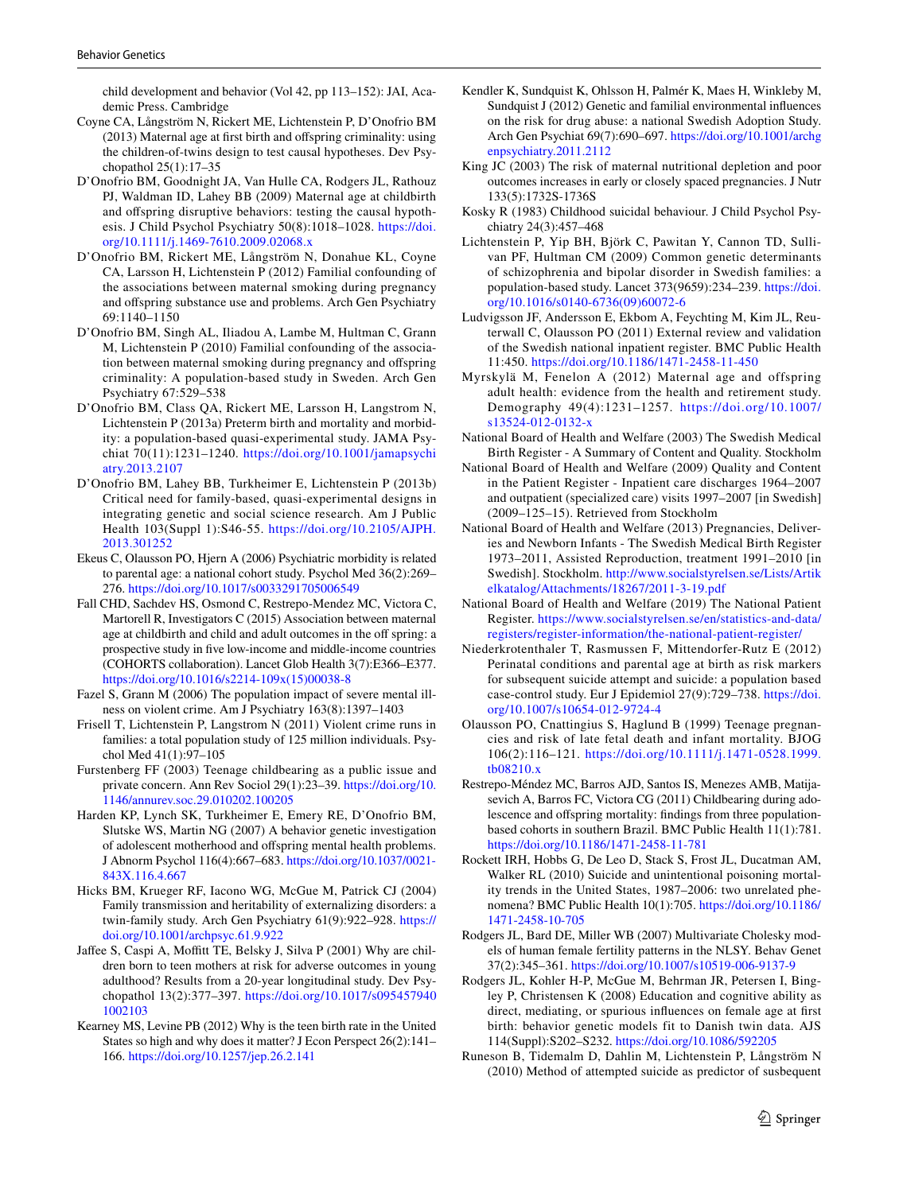child development and behavior (Vol 42, pp 113–152): JAI, Academic Press. Cambridge

Coyne CA, Långström N, Rickert ME, Lichtenstein P, D'Onofrio BM (2013) Maternal age at first birth and offspring criminality: using the children-of-twins design to test causal hypotheses. Dev Psychopathol 25(1):17–35

D'Onofrio BM, Goodnight JA, Van Hulle CA, Rodgers JL, Rathouz PJ, Waldman ID, Lahey BB (2009) Maternal age at childbirth and offspring disruptive behaviors: testing the causal hypothesis. J Child Psychol Psychiatry 50(8):1018–1028. https://doi.org/10.1111/j.1469-7610.2009.02068.x

D'Onofrio BM, Rickert ME, Långström N, Donahue KL, Coyne CA, Larsson H, Lichtenstein P (2012) Familial confounding of the associations between maternal smoking during pregnancy and offspring substance use and problems. Arch Gen Psychiatry 69:1140–1150

D'Onofrio BM, Singh AL, Iliadou A, Lambe M, Hultman C, Grann M, Lichtenstein P (2010) Familial confounding of the association between maternal smoking during pregnancy and offspring criminality: A population-based study in Sweden. Arch Gen Psychiatry 67:529–538

D'Onofrio BM, Class QA, Rickert ME, Larsson H, Langstrom N, Lichtenstein P (2013a) Preterm birth and mortality and morbidity: a population-based quasi-experimental study. JAMA Psychiat 70(11):1231–1240. https://doi.org/10.1001/jamapsychiatry.2013.2107

D'Onofrio BM, Lahey BB, Turkheimer E, Lichtenstein P (2013b) Critical need for family-based, quasi-experimental designs in integrating genetic and social science research. Am J Public Health 103(Suppl 1):S46-55. https://doi.org/10.2105/AJPH.2013.301252

Ekeus C, Olausson PO, Hjern A (2006) Psychiatric morbidity is related to parental age: a national cohort study. Psychol Med 36(2):269–276. https://doi.org/10.1017/s0033291705006549

Fall CHD, Sachdev HS, Osmond C, Restrepo-Mendez MC, Victora C, Martorell R, Investigators C (2015) Association between maternal age at childbirth and child and adult outcomes in the off spring: a prospective study in five low-income and middle-income countries (COHORTS collaboration). Lancet Glob Health 3(7):E366–E377. https://doi.org/10.1016/s2214-109x(15)00038-8

Fazel S, Grann M (2006) The population impact of severe mental illness on violent crime. Am J Psychiatry 163(8):1397–1403

Frisell T, Lichtenstein P, Langstrom N (2011) Violent crime runs in families: a total population study of 125 million individuals. Psychol Med 41(1):97–105

Furstenberg FF (2003) Teenage childbearing as a public issue and private concern. Ann Rev Sociol 29(1):23–39. https://doi.org/10.1146/annurev.soc.29.010202.100205

Harden KP, Lynch SK, Turkheimer E, Emery RE, D'Onofrio BM, Slutske WS, Martin NG (2007) A behavior genetic investigation of adolescent motherhood and offspring mental health problems. J Abnorm Psychol 116(4):667–683. https://doi.org/10.1037/0021-843X.116.4.667

Hicks BM, Krueger RF, Iacono WG, McGue M, Patrick CJ (2004) Family transmission and heritability of externalizing disorders: a twin-family study. Arch Gen Psychiatry 61(9):922–928. https://doi.org/10.1001/archpsyc.61.9.922

Jaffee S, Caspi A, Moffitt TE, Belsky J, Silva P (2001) Why are children born to teen mothers at risk for adverse outcomes in young adulthood? Results from a 20-year longitudinal study. Dev Psychopathol 13(2):377–397. https://doi.org/10.1017/s0954579401002103

Kearney MS, Levine PB (2012) Why is the teen birth rate in the United States so high and why does it matter? J Econ Perspect 26(2):141–166. https://doi.org/10.1257/jep.26.2.141

Kendler K, Sundquist K, Ohlsson H, Palmér K, Maes H, Winkleby M, Sundquist J (2012) Genetic and familial environmental influences on the risk for drug abuse: a national Swedish Adoption Study. Arch Gen Psychiat 69(7):690–697. https://doi.org/10.1001/archgenpsychiatry.2011.2112

King JC (2003) The risk of maternal nutritional depletion and poor outcomes increases in early or closely spaced pregnancies. J Nutr 133(5):1732S-1736S

Kosky R (1983) Childhood suicidal behaviour. J Child Psychol Psychiatry 24(3):457–468

Lichtenstein P, Yip BH, Björk C, Pawitan Y, Cannon TD, Sullivan PF, Hultman CM (2009) Common genetic determinants of schizophrenia and bipolar disorder in Swedish families: a population-based study. Lancet 373(9659):234–239. https://doi.org/10.1016/s0140-6736(09)60072-6

Ludvigsson JF, Andersson E, Ekbom A, Feychting M, Kim JL, Reuterwall C, Olausson PO (2011) External review and validation of the Swedish national inpatient register. BMC Public Health 11:450. https://doi.org/10.1186/1471-2458-11-450

Myrskylä M, Fenelon A (2012) Maternal age and offspring adult health: evidence from the health and retirement study. Demography 49(4):1231–1257. https://doi.org/10.1007/s13524-012-0132-x

National Board of Health and Welfare (2003) The Swedish Medical Birth Register - A Summary of Content and Quality. Stockholm

National Board of Health and Welfare (2009) Quality and Content in the Patient Register - Inpatient care discharges 1964–2007 and outpatient (specialized care) visits 1997–2007 [in Swedish] (2009–125–15). Retrieved from Stockholm

National Board of Health and Welfare (2013) Pregnancies, Deliveries and Newborn Infants - The Swedish Medical Birth Register 1973–2011, Assisted Reproduction, treatment 1991–2010 [in Swedish]. Stockholm. http://www.socialstyrelsen.se/Lists/Artikelkatalog/Attachments/18267/2011-3-19.pdf

National Board of Health and Welfare (2019) The National Patient Register. https://www.socialstyrelsen.se/en/statistics-and-data/registers/register-information/the-national-patient-register/

Niederkrotenthaler T, Rasmussen F, Mittendorfer-Rutz E (2012) Perinatal conditions and parental age at birth as risk markers for subsequent suicide attempt and suicide: a population based case-control study. Eur J Epidemiol 27(9):729–738. https://doi.org/10.1007/s10654-012-9724-4

Olausson PO, Cnattingius S, Haglund B (1999) Teenage pregnancies and risk of late fetal death and infant mortality. BJOG 106(2):116–121. https://doi.org/10.1111/j.1471-0528.1999.tb08210.x

Restrepo-Méndez MC, Barros AJD, Santos IS, Menezes AMB, Matijasevich A, Barros FC, Victora CG (2011) Childbearing during adolescence and offspring mortality: findings from three population-based cohorts in southern Brazil. BMC Public Health 11(1):781. https://doi.org/10.1186/1471-2458-11-781

Rockett IRH, Hobbs G, De Leo D, Stack S, Frost JL, Ducatman AM, Walker RL (2010) Suicide and unintentional poisoning mortality trends in the United States, 1987–2006: two unrelated phenomena? BMC Public Health 10(1):705. https://doi.org/10.1186/1471-2458-10-705

Rodgers JL, Bard DE, Miller WB (2007) Multivariate Cholesky models of human female fertility patterns in the NLSY. Behav Genet 37(2):345–361. https://doi.org/10.1007/s10519-006-9137-9

Rodgers JL, Kohler H-P, McGue M, Behrman JR, Petersen I, Bingley P, Christensen K (2008) Education and cognitive ability as direct, mediating, or spurious influences on female age at first birth: behavior genetic models fit to Danish twin data. AJS 114(Suppl):S202–S232. https://doi.org/10.1086/592205

Runeson B, Tidemalm D, Dahlin M, Lichtenstein P, Långström N (2010) Method of attempted suicide as predictor of susbequent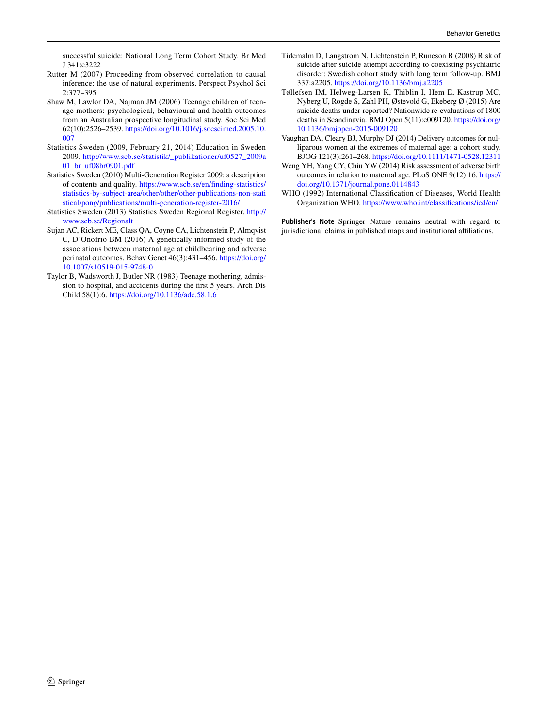successful suicide: National Long Term Cohort Study. Br Med J 341:c3222

Rutter M (2007) Proceeding from observed correlation to causal inference: the use of natural experiments. Perspect Psychol Sci 2:377–395

Shaw M, Lawlor DA, Najman JM (2006) Teenage children of teenage mothers: psychological, behavioural and health outcomes from an Australian prospective longitudinal study. Soc Sci Med 62(10):2526–2539. https://doi.org/10.1016/j.socscimed.2005.10.007

Statistics Sweden (2009, February 21, 2014) Education in Sweden 2009. http://www.scb.se/statistik/_publikationer/uf0527_2009a01_br_uf08br0901.pdf

Statistics Sweden (2010) Multi-Generation Register 2009: a description of contents and quality. https://www.scb.se/en/finding-statistics/statistics-by-subject-area/other/other/other-publications-non-statistical/pong/publications/multi-generation-register-2016/

Statistics Sweden (2013) Statistics Sweden Regional Register. http://www.scb.se/Regionalt

Sujan AC, Rickert ME, Class QA, Coyne CA, Lichtenstein P, Almqvist C, D'Onofrio BM (2016) A genetically informed study of the associations between maternal age at childbearing and adverse perinatal outcomes. Behav Genet 46(3):431–456. https://doi.org/10.1007/s10519-015-9748-0

Taylor B, Wadsworth J, Butler NR (1983) Teenage mothering, admission to hospital, and accidents during the first 5 years. Arch Dis Child 58(1):6. https://doi.org/10.1136/adc.58.1.6

Tidemalm D, Langstrom N, Lichtenstein P, Runeson B (2008) Risk of suicide after suicide attempt according to coexisting psychiatric disorder: Swedish cohort study with long term follow-up. BMJ 337:a2205. https://doi.org/10.1136/bmj.a2205

Tøllefsen IM, Helweg-Larsen K, Thiblin I, Hem E, Kastrup MC, Nyberg U, Rogde S, Zahl PH, Østevold G, Ekeberg Ø (2015) Are suicide deaths under-reported? Nationwide re-evaluations of 1800 deaths in Scandinavia. BMJ Open 5(11):e009120. https://doi.org/10.1136/bmjopen-2015-009120

Vaughan DA, Cleary BJ, Murphy DJ (2014) Delivery outcomes for nulliparous women at the extremes of maternal age: a cohort study. BJOG 121(3):261–268. https://doi.org/10.1111/1471-0528.12311

Weng YH, Yang CY, Chiu YW (2014) Risk assessment of adverse birth outcomes in relation to maternal age. PLoS ONE 9(12):16. https://doi.org/10.1371/journal.pone.0114843

WHO (1992) International Classification of Diseases, World Health Organization WHO. https://www.who.int/classifications/icd/en/

**Publisher's Note** Springer Nature remains neutral with regard to jurisdictional claims in published maps and institutional affiliations.